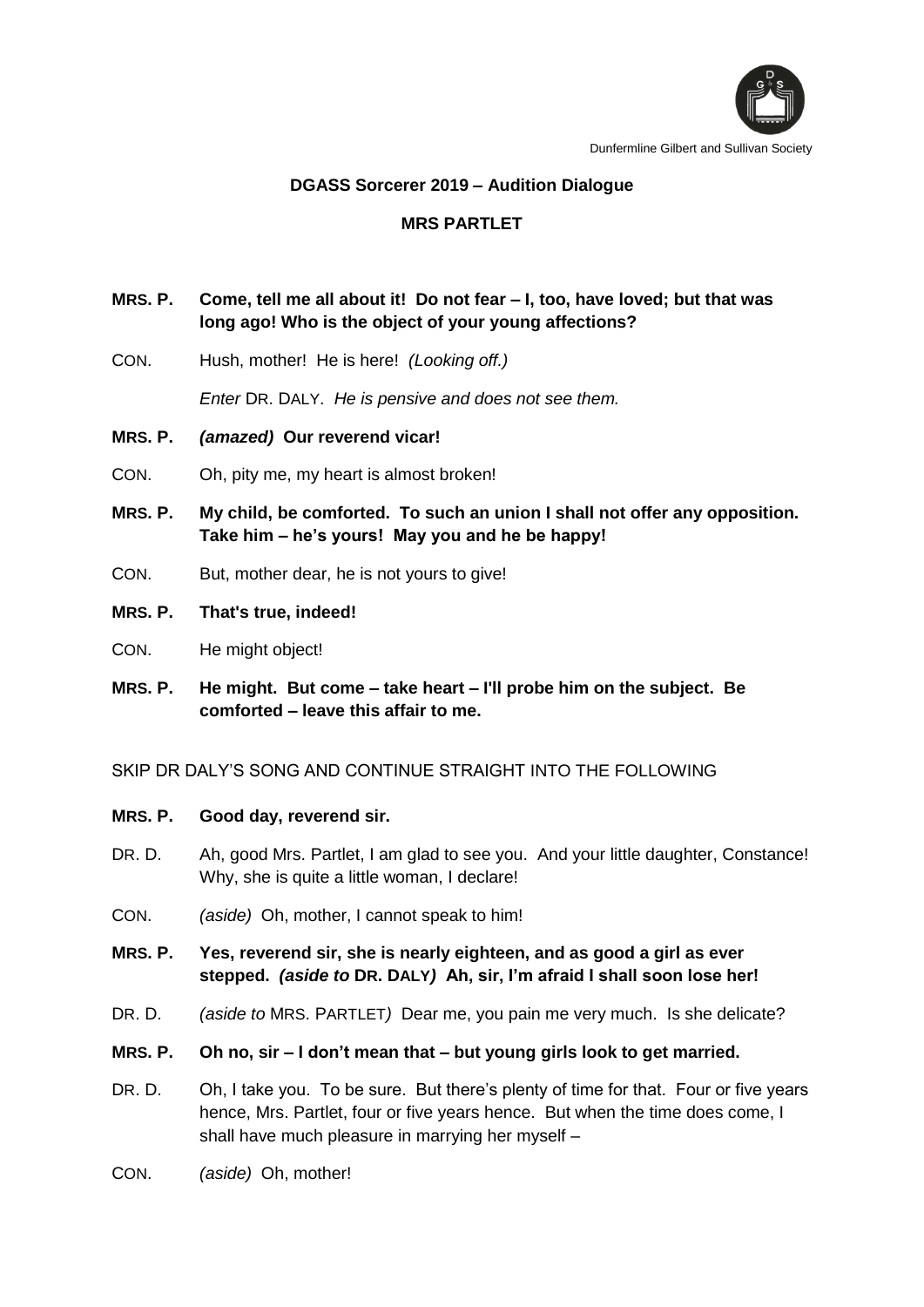Dunfermline Gilbert and Sullivan Society

**DGASS Sorcerer 2019 – Audition Dialogue**

**MRS PARTLET**

**MRS. P.** **Come, tell me all about it! Do not fear – I, too, have loved; but that was long ago! Who is the object of your young affections?**

CON. Hush, mother! He is here! *(Looking off.)*

*Enter* DR. DALY. *He is pensive and does not see them.*

**MRS. P.** ***(amazed)*** **Our reverend vicar!**

CON. Oh, pity me, my heart is almost broken!

**MRS. P.** **My child, be comforted. To such an union I shall not offer any opposition. Take him – he's yours! May you and he be happy!**

CON. But, mother dear, he is not yours to give!

**MRS. P.** **That's true, indeed!**

CON. He might object!

**MRS. P.** **He might. But come – take heart – I'll probe him on the subject. Be comforted – leave this affair to me.**

SKIP DR DALY'S SONG AND CONTINUE STRAIGHT INTO THE FOLLOWING

**MRS. P.** **Good day, reverend sir.**

DR. D. Ah, good Mrs. Partlet, I am glad to see you. And your little daughter, Constance! Why, she is quite a little woman, I declare!

CON. *(aside)* Oh, mother, I cannot speak to him!

**MRS. P.** **Yes, reverend sir, she is nearly eighteen, and as good a girl as ever stepped.** ***(aside to*** **DR. DALY*)*** **Ah, sir, I'm afraid I shall soon lose her!**

DR. D. *(aside to* MRS. PARTLET*)* Dear me, you pain me very much. Is she delicate?

**MRS. P.** **Oh no, sir – I don't mean that – but young girls look to get married.**

DR. D. Oh, I take you. To be sure. But there's plenty of time for that. Four or five years hence, Mrs. Partlet, four or five years hence. But when the time does come, I shall have much pleasure in marrying her myself –

CON. *(aside)* Oh, mother!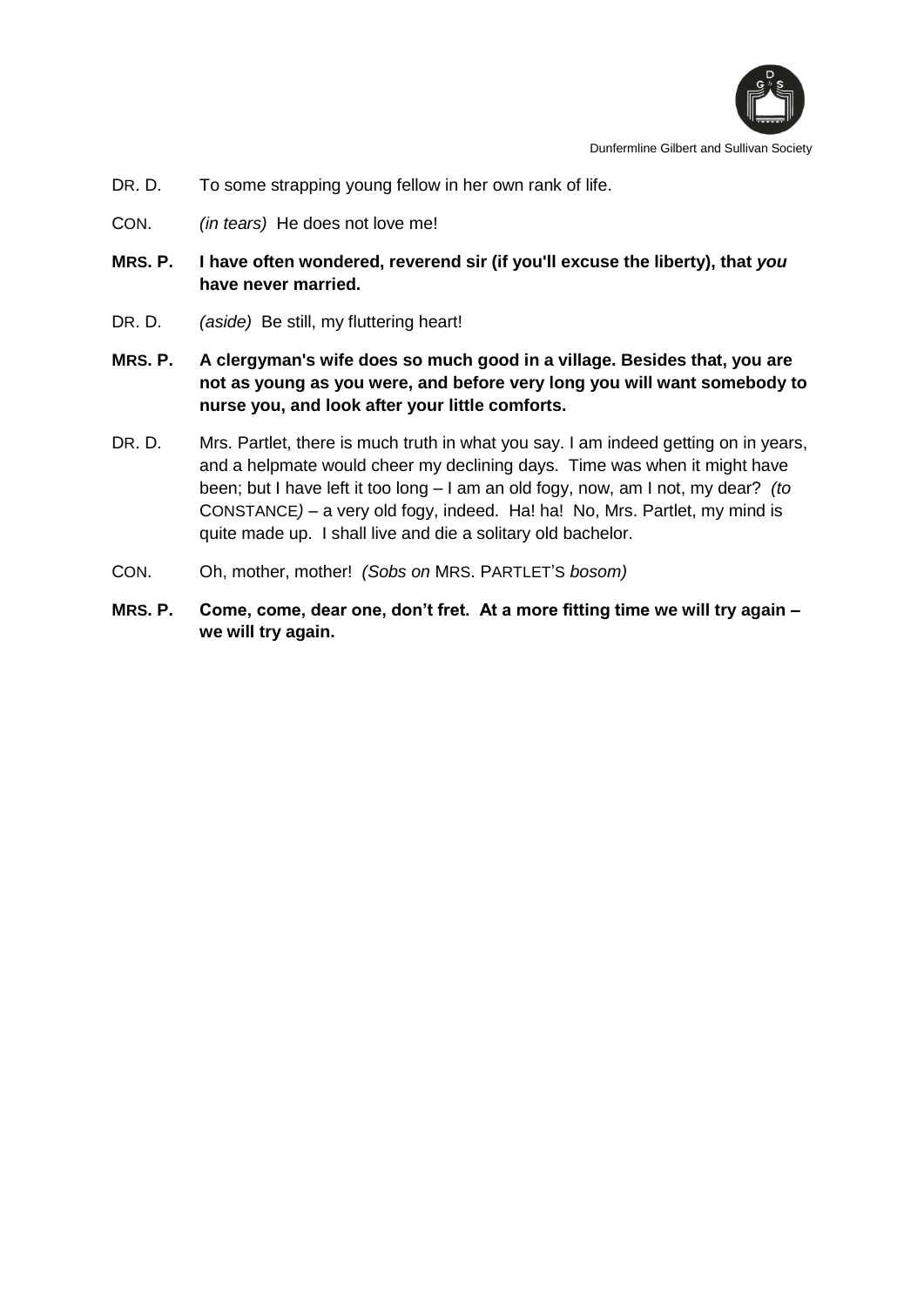DR. D.	To some strapping young fellow in her own rank of life.

CON.	*(in tears)* He does not love me!

**MRS. P.	I have often wondered, reverend sir (if you'll excuse the liberty), that *you* have never married.**

DR. D.	*(aside)* Be still, my fluttering heart!

**MRS. P.	A clergyman's wife does so much good in a village. Besides that, you are not as young as you were, and before very long you will want somebody to nurse you, and look after your little comforts.**

DR. D.	Mrs. Partlet, there is much truth in what you say. I am indeed getting on in years, and a helpmate would cheer my declining days. Time was when it might have been; but I have left it too long – I am an old fogy, now, am I not, my dear? *(to* CONSTANCE*)* – a very old fogy, indeed. Ha! ha! No, Mrs. Partlet, my mind is quite made up. I shall live and die a solitary old bachelor.

CON.	Oh, mother, mother! *(Sobs on* MRS. PARTLET'S *bosom)*

**MRS. P.	Come, come, dear one, don't fret. At a more fitting time we will try again – we will try again.**